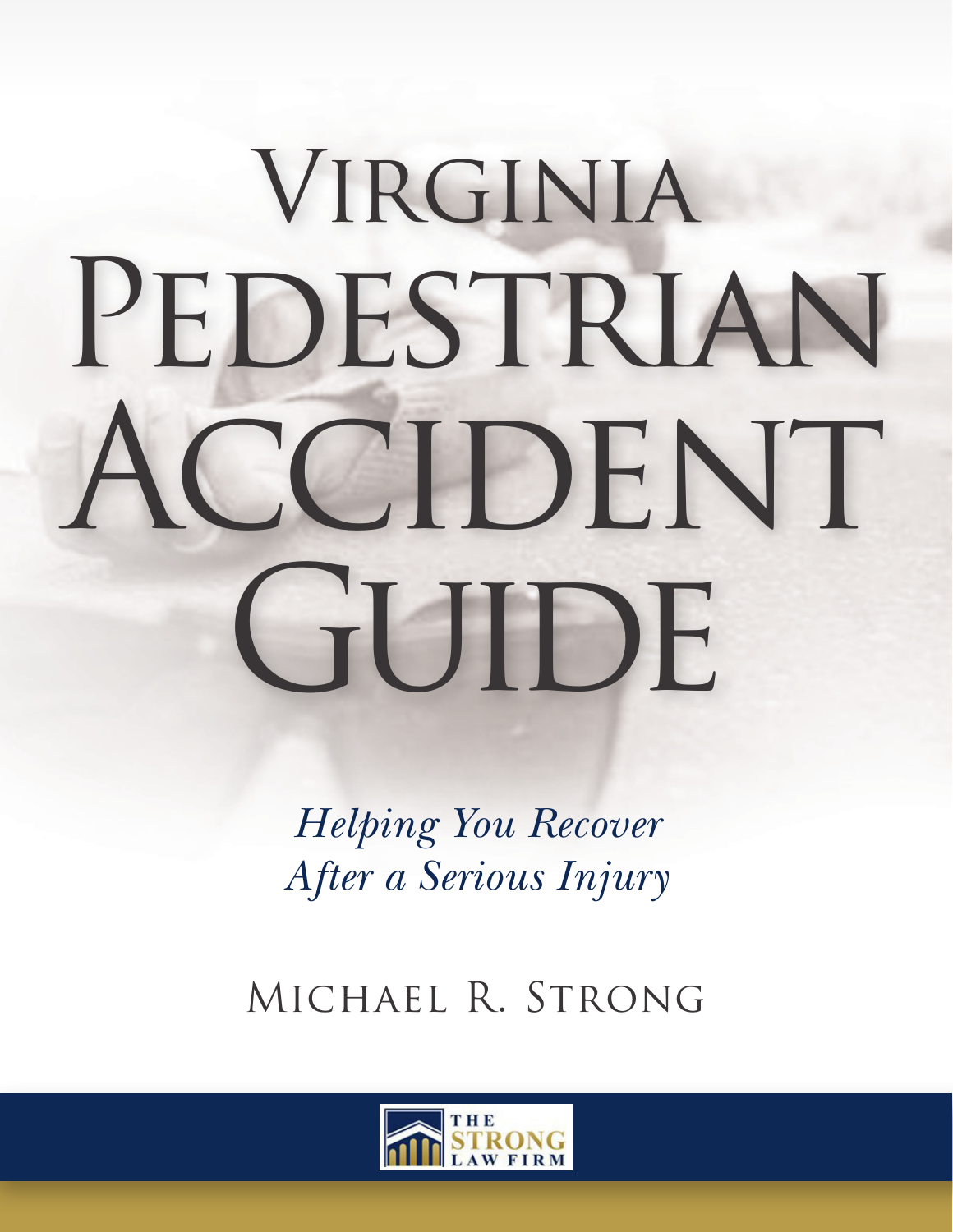# Virginia Pedestrian Accident Guide

*Helping You Recover After a Serious Injury*

Michael R. Strong

The Strong Law Firm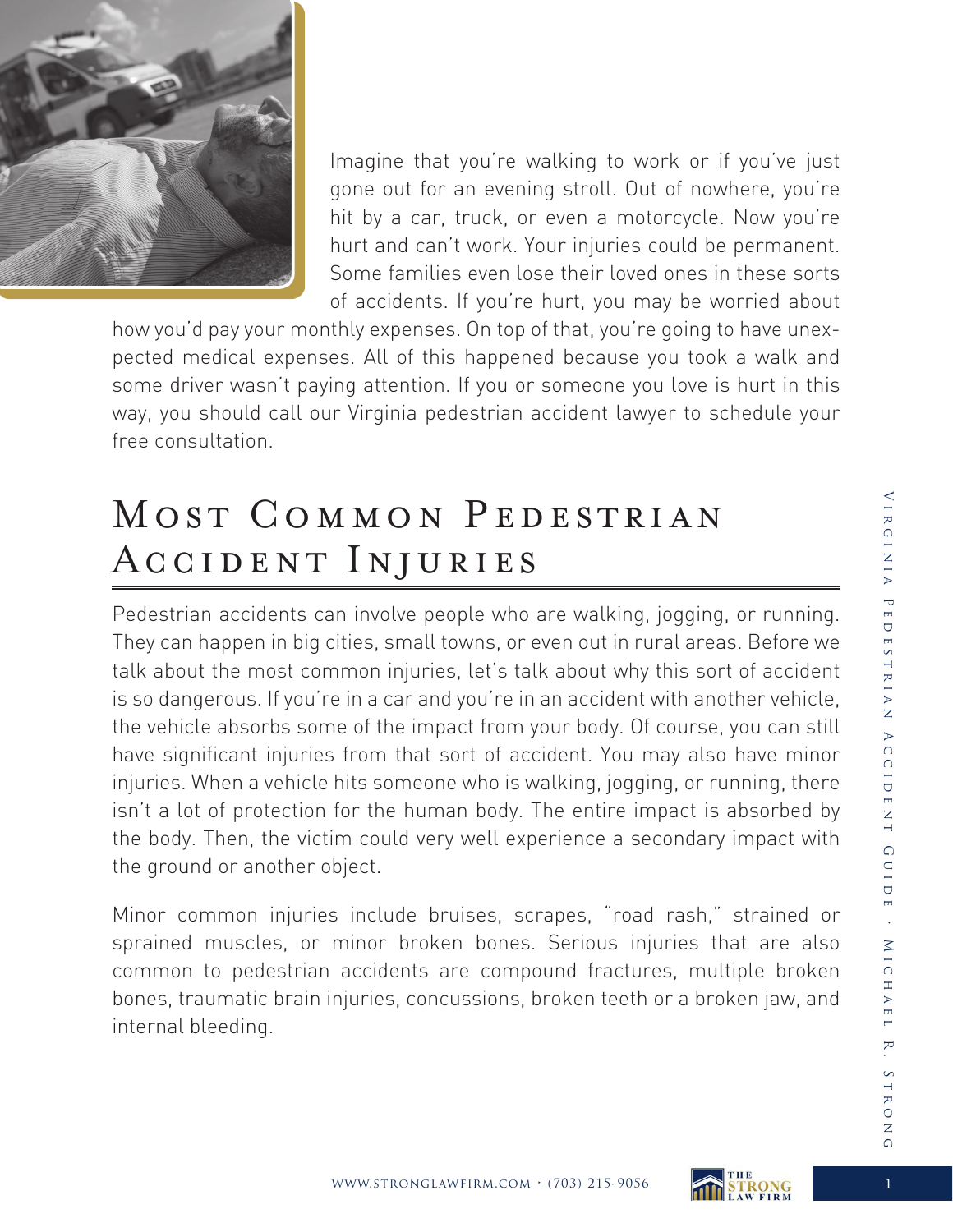Imagine that you're walking to work or if you've just gone out for an evening stroll. Out of nowhere, you're hit by a car, truck, or even a motorcycle. Now you're hurt and can't work. Your injuries could be permanent. Some families even lose their loved ones in these sorts of accidents. If you're hurt, you may be worried about how you'd pay your monthly expenses. On top of that, you're going to have unexpected medical expenses. All of this happened because you took a walk and some driver wasn't paying attention. If you or someone you love is hurt in this way, you should call our Virginia pedestrian accident lawyer to schedule your free consultation.

## Most Common Pedestrian Accident Injuries

Pedestrian accidents can involve people who are walking, jogging, or running. They can happen in big cities, small towns, or even out in rural areas. Before we talk about the most common injuries, let's talk about why this sort of accident is so dangerous. If you're in a car and you're in an accident with another vehicle, the vehicle absorbs some of the impact from your body. Of course, you can still have significant injuries from that sort of accident. You may also have minor injuries. When a vehicle hits someone who is walking, jogging, or running, there isn't a lot of protection for the human body. The entire impact is absorbed by the body. Then, the victim could very well experience a secondary impact with the ground or another object.

Minor common injuries include bruises, scrapes, "road rash," strained or sprained muscles, or minor broken bones. Serious injuries that are also common to pedestrian accidents are compound fractures, multiple broken bones, traumatic brain injuries, concussions, broken teeth or a broken jaw, and internal bleeding.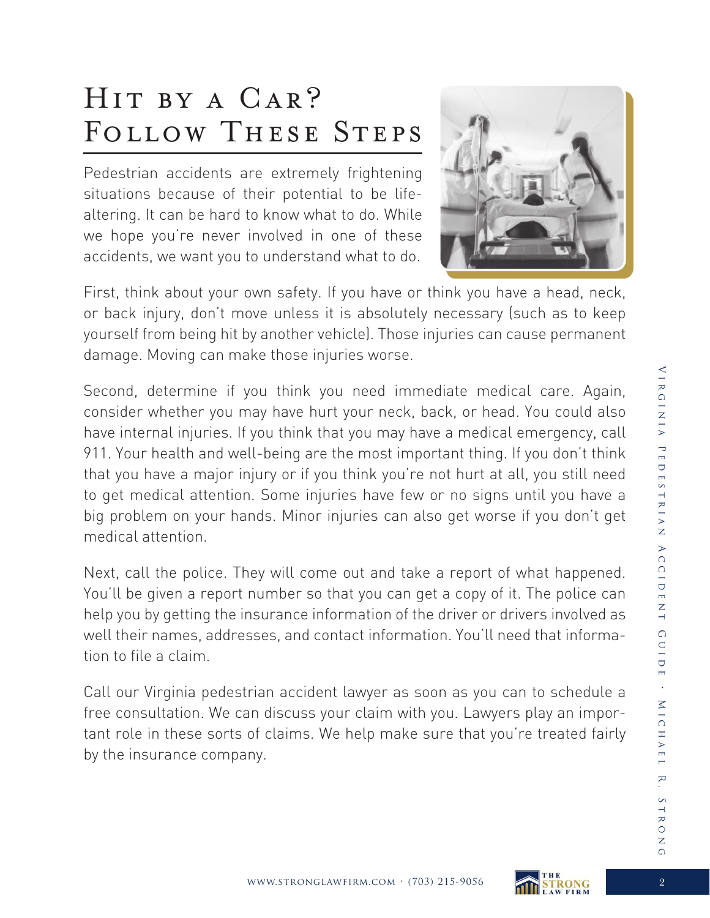# Hit by a Car? Follow These Steps

Pedestrian accidents are extremely frightening situations because of their potential to be life-altering. It can be hard to know what to do. While we hope you're never involved in one of these accidents, we want you to understand what to do.

First, think about your own safety. If you have or think you have a head, neck, or back injury, don't move unless it is absolutely necessary (such as to keep yourself from being hit by another vehicle). Those injuries can cause permanent damage. Moving can make those injuries worse.

Second, determine if you think you need immediate medical care. Again, consider whether you may have hurt your neck, back, or head. You could also have internal injuries. If you think that you may have a medical emergency, call 911. Your health and well-being are the most important thing. If you don't think that you have a major injury or if you think you're not hurt at all, you still need to get medical attention. Some injuries have few or no signs until you have a big problem on your hands. Minor injuries can also get worse if you don't get medical attention.

Next, call the police. They will come out and take a report of what happened. You'll be given a report number so that you can get a copy of it. The police can help you by getting the insurance information of the driver or drivers involved as well their names, addresses, and contact information. You'll need that information to file a claim.

Call our Virginia pedestrian accident lawyer as soon as you can to schedule a free consultation. We can discuss your claim with you. Lawyers play an important role in these sorts of claims. We help make sure that you're treated fairly by the insurance company.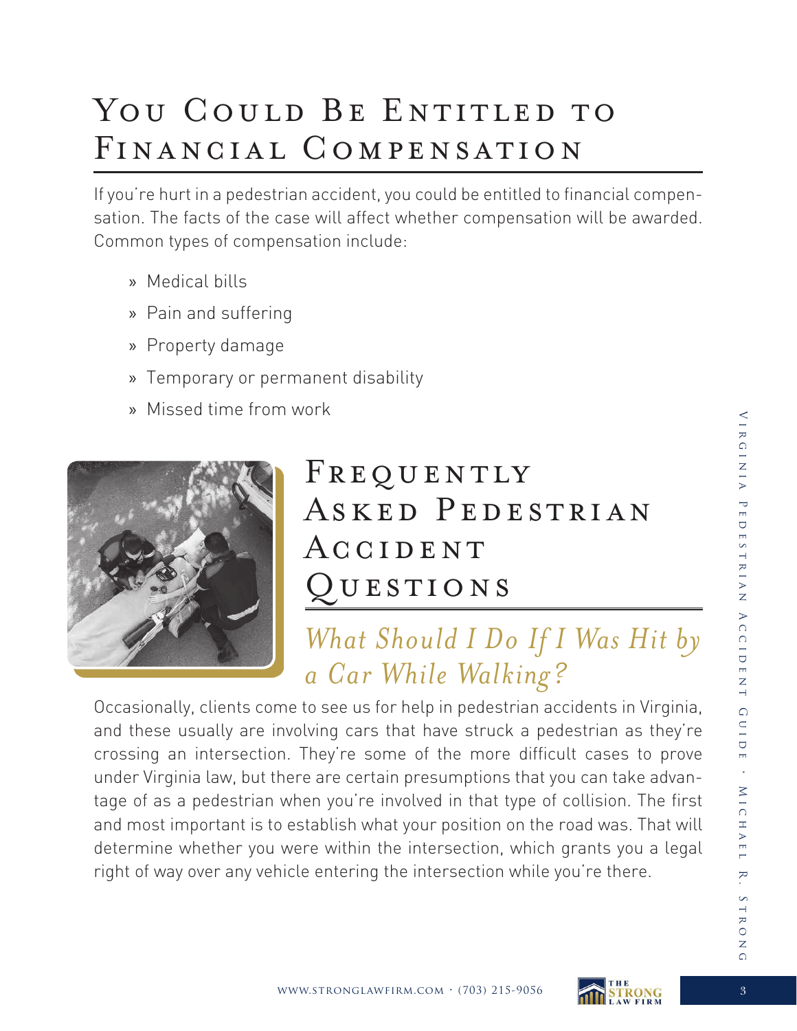# You Could Be Entitled to Financial Compensation

If you're hurt in a pedestrian accident, you could be entitled to financial compensation. The facts of the case will affect whether compensation will be awarded. Common types of compensation include:

- Medical bills
- Pain and suffering
- Property damage
- Temporary or permanent disability
- Missed time from work

# Frequently Asked Pedestrian Accident Questions

## *What Should I Do If I Was Hit by a Car While Walking?*

Occasionally, clients come to see us for help in pedestrian accidents in Virginia, and these usually are involving cars that have struck a pedestrian as they're crossing an intersection. They're some of the more difficult cases to prove under Virginia law, but there are certain presumptions that you can take advantage of as a pedestrian when you're involved in that type of collision. The first and most important is to establish what your position on the road was. That will determine whether you were within the intersection, which grants you a legal right of way over any vehicle entering the intersection while you're there.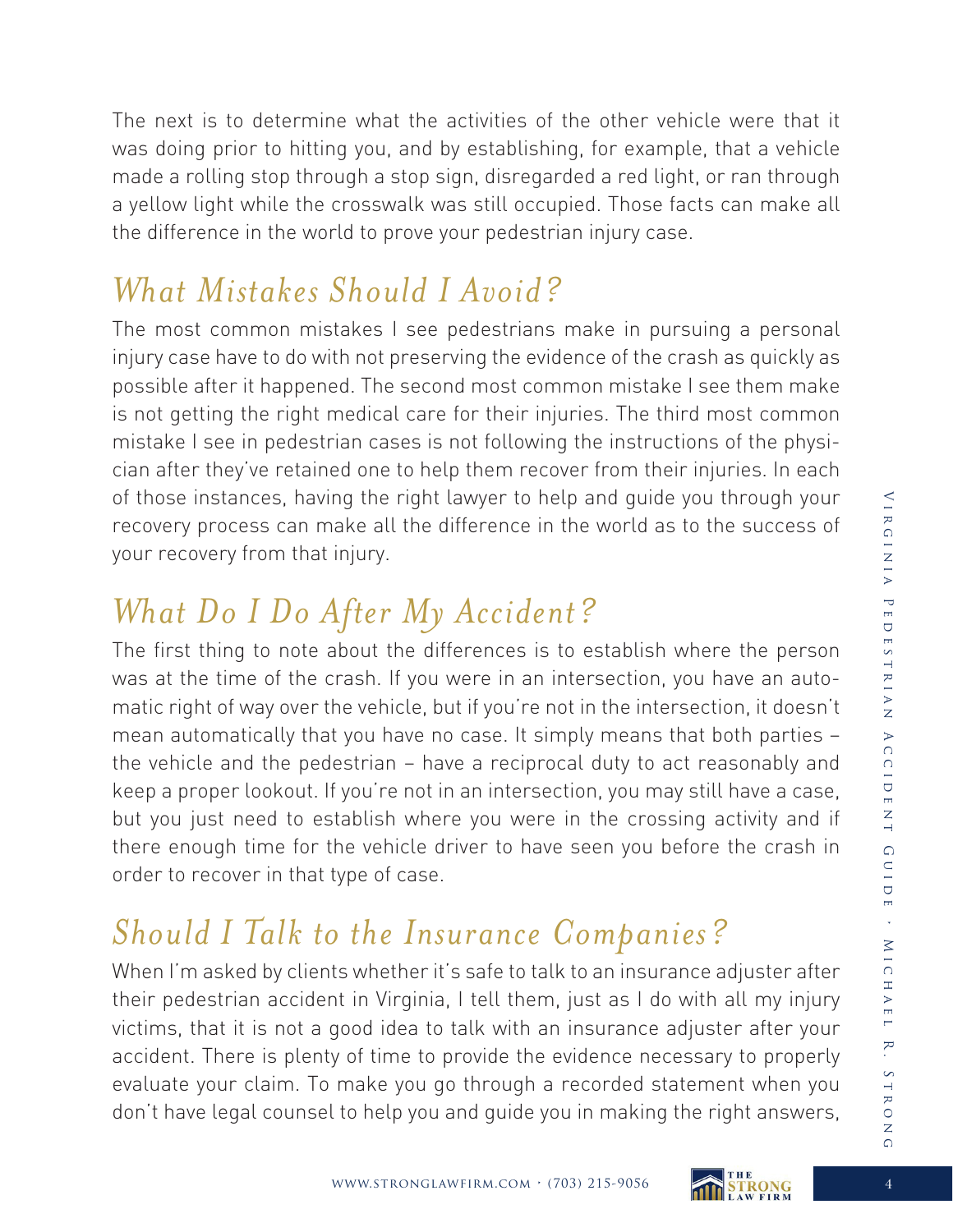The next is to determine what the activities of the other vehicle were that it was doing prior to hitting you, and by establishing, for example, that a vehicle made a rolling stop through a stop sign, disregarded a red light, or ran through a yellow light while the crosswalk was still occupied. Those facts can make all the difference in the world to prove your pedestrian injury case.

## *What Mistakes Should I Avoid?*

The most common mistakes I see pedestrians make in pursuing a personal injury case have to do with not preserving the evidence of the crash as quickly as possible after it happened. The second most common mistake I see them make is not getting the right medical care for their injuries. The third most common mistake I see in pedestrian cases is not following the instructions of the physician after they've retained one to help them recover from their injuries. In each of those instances, having the right lawyer to help and guide you through your recovery process can make all the difference in the world as to the success of your recovery from that injury.

## *What Do I Do After My Accident?*

The first thing to note about the differences is to establish where the person was at the time of the crash. If you were in an intersection, you have an automatic right of way over the vehicle, but if you're not in the intersection, it doesn't mean automatically that you have no case. It simply means that both parties – the vehicle and the pedestrian – have a reciprocal duty to act reasonably and keep a proper lookout. If you're not in an intersection, you may still have a case, but you just need to establish where you were in the crossing activity and if there enough time for the vehicle driver to have seen you before the crash in order to recover in that type of case.

## *Should I Talk to the Insurance Companies?*

When I'm asked by clients whether it's safe to talk to an insurance adjuster after their pedestrian accident in Virginia, I tell them, just as I do with all my injury victims, that it is not a good idea to talk with an insurance adjuster after your accident. There is plenty of time to provide the evidence necessary to properly evaluate your claim. To make you go through a recorded statement when you don't have legal counsel to help you and guide you in making the right answers,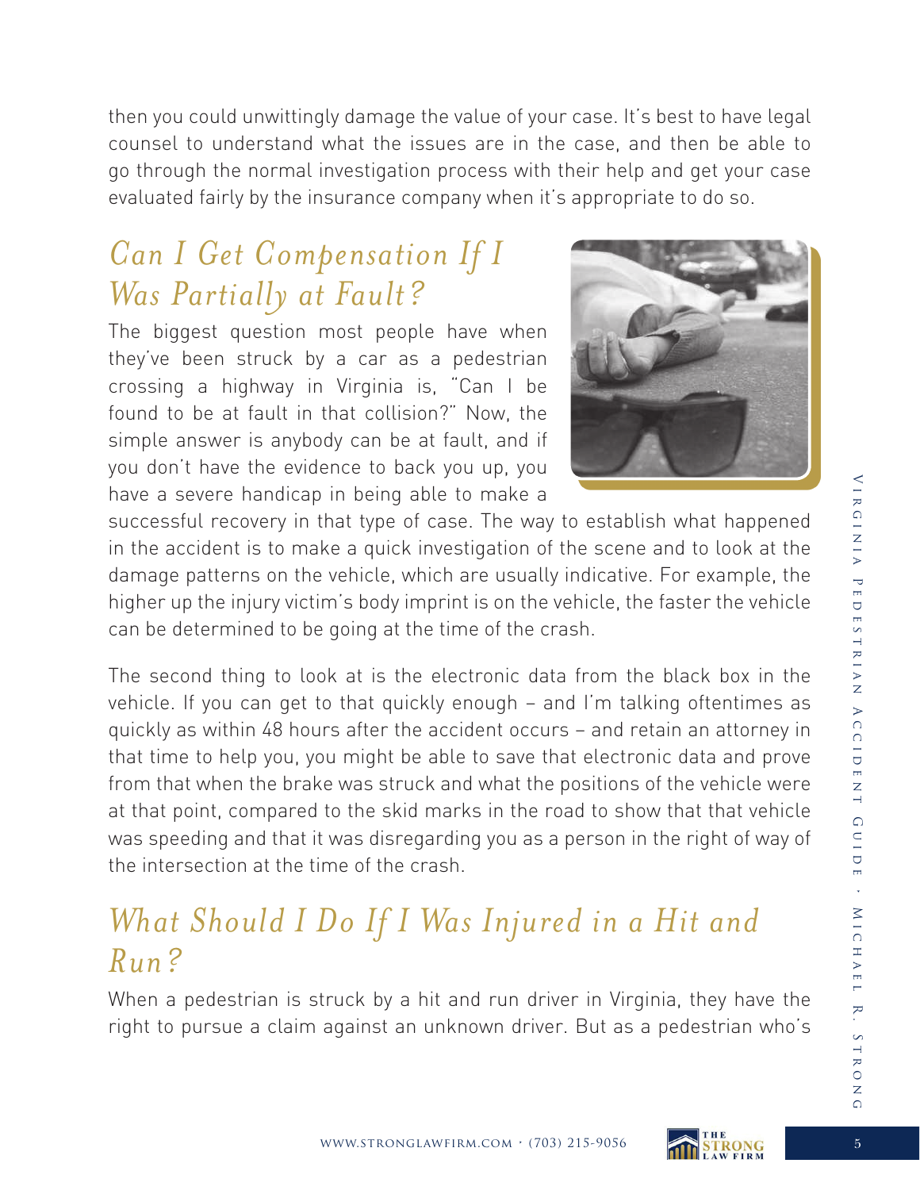then you could unwittingly damage the value of your case. It's best to have legal counsel to understand what the issues are in the case, and then be able to go through the normal investigation process with their help and get your case evaluated fairly by the insurance company when it's appropriate to do so.

## *Can I Get Compensation If I Was Partially at Fault?*

The biggest question most people have when they've been struck by a car as a pedestrian crossing a highway in Virginia is, "Can I be found to be at fault in that collision?" Now, the simple answer is anybody can be at fault, and if you don't have the evidence to back you up, you have a severe handicap in being able to make a successful recovery in that type of case. The way to establish what happened in the accident is to make a quick investigation of the scene and to look at the damage patterns on the vehicle, which are usually indicative. For example, the higher up the injury victim's body imprint is on the vehicle, the faster the vehicle can be determined to be going at the time of the crash.

The second thing to look at is the electronic data from the black box in the vehicle. If you can get to that quickly enough – and I'm talking oftentimes as quickly as within 48 hours after the accident occurs – and retain an attorney in that time to help you, you might be able to save that electronic data and prove from that when the brake was struck and what the positions of the vehicle were at that point, compared to the skid marks in the road to show that that vehicle was speeding and that it was disregarding you as a person in the right of way of the intersection at the time of the crash.

## *What Should I Do If I Was Injured in a Hit and Run?*

When a pedestrian is struck by a hit and run driver in Virginia, they have the right to pursue a claim against an unknown driver. But as a pedestrian who's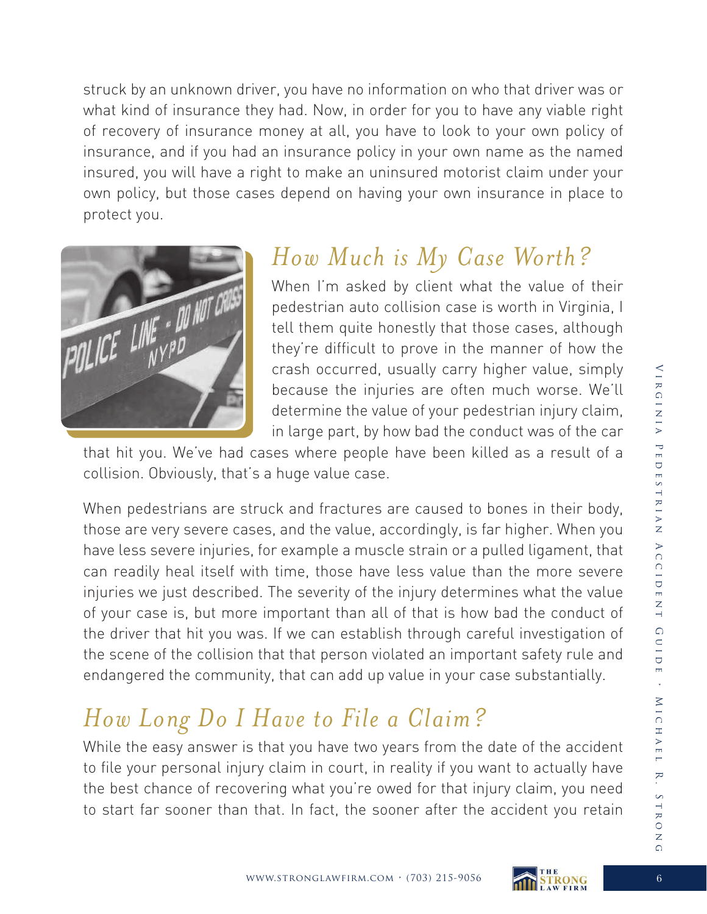struck by an unknown driver, you have no information on who that driver was or what kind of insurance they had. Now, in order for you to have any viable right of recovery of insurance money at all, you have to look to your own policy of insurance, and if you had an insurance policy in your own name as the named insured, you will have a right to make an uninsured motorist claim under your own policy, but those cases depend on having your own insurance in place to protect you.

## *How Much is My Case Worth?*

When I'm asked by client what the value of their pedestrian auto collision case is worth in Virginia, I tell them quite honestly that those cases, although they're difficult to prove in the manner of how the crash occurred, usually carry higher value, simply because the injuries are often much worse. We'll determine the value of your pedestrian injury claim, in large part, by how bad the conduct was of the car that hit you. We've had cases where people have been killed as a result of a collision. Obviously, that's a huge value case.

When pedestrians are struck and fractures are caused to bones in their body, those are very severe cases, and the value, accordingly, is far higher. When you have less severe injuries, for example a muscle strain or a pulled ligament, that can readily heal itself with time, those have less value than the more severe injuries we just described. The severity of the injury determines what the value of your case is, but more important than all of that is how bad the conduct of the driver that hit you was. If we can establish through careful investigation of the scene of the collision that that person violated an important safety rule and endangered the community, that can add up value in your case substantially.

## *How Long Do I Have to File a Claim?*

While the easy answer is that you have two years from the date of the accident to file your personal injury claim in court, in reality if you want to actually have the best chance of recovering what you're owed for that injury claim, you need to start far sooner than that. In fact, the sooner after the accident you retain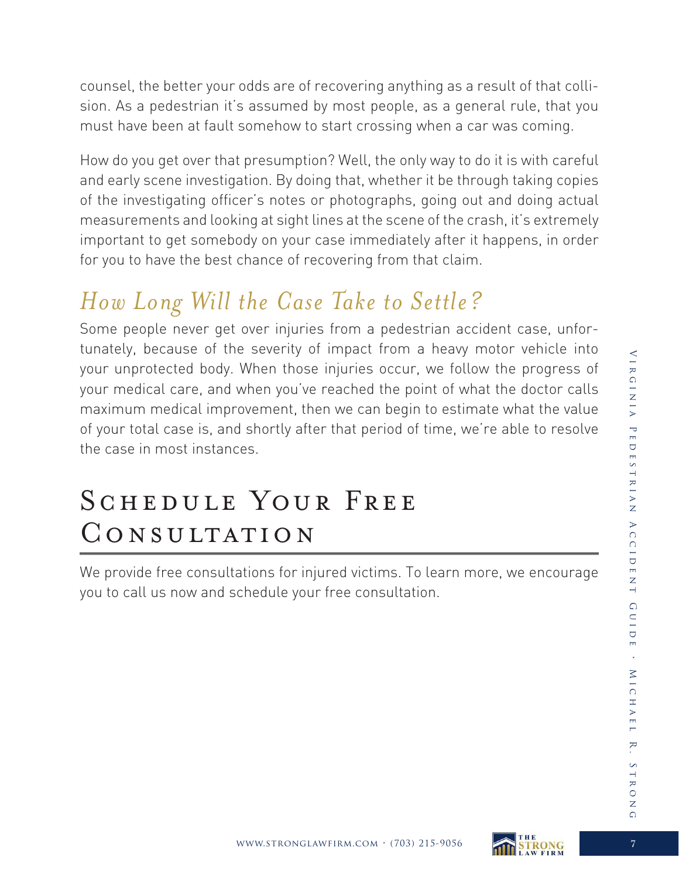counsel, the better your odds are of recovering anything as a result of that collision. As a pedestrian it's assumed by most people, as a general rule, that you must have been at fault somehow to start crossing when a car was coming.

How do you get over that presumption? Well, the only way to do it is with careful and early scene investigation. By doing that, whether it be through taking copies of the investigating officer's notes or photographs, going out and doing actual measurements and looking at sight lines at the scene of the crash, it's extremely important to get somebody on your case immediately after it happens, in order for you to have the best chance of recovering from that claim.

## *How Long Will the Case Take to Settle?*

Some people never get over injuries from a pedestrian accident case, unfortunately, because of the severity of impact from a heavy motor vehicle into your unprotected body. When those injuries occur, we follow the progress of your medical care, and when you've reached the point of what the doctor calls maximum medical improvement, then we can begin to estimate what the value of your total case is, and shortly after that period of time, we're able to resolve the case in most instances.

# Schedule Your Free Consultation

We provide free consultations for injured victims. To learn more, we encourage you to call us now and schedule your free consultation.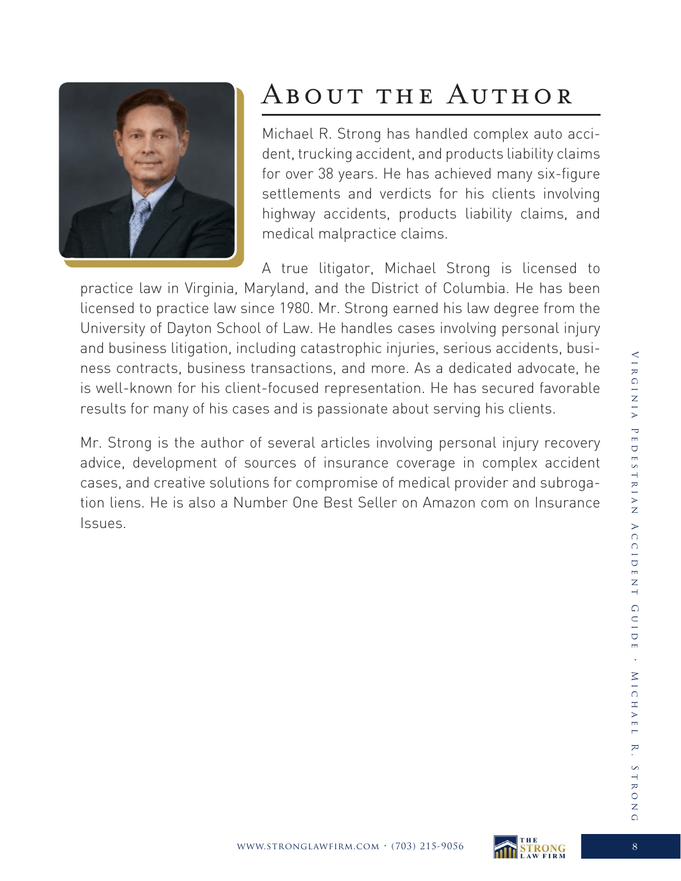# About the Author

Michael R. Strong has handled complex auto accident, trucking accident, and products liability claims for over 38 years. He has achieved many six-figure settlements and verdicts for his clients involving highway accidents, products liability claims, and medical malpractice claims.

A true litigator, Michael Strong is licensed to practice law in Virginia, Maryland, and the District of Columbia. He has been licensed to practice law since 1980. Mr. Strong earned his law degree from the University of Dayton School of Law. He handles cases involving personal injury and business litigation, including catastrophic injuries, serious accidents, business contracts, business transactions, and more. As a dedicated advocate, he is well-known for his client-focused representation. He has secured favorable results for many of his cases and is passionate about serving his clients.

Mr. Strong is the author of several articles involving personal injury recovery advice, development of sources of insurance coverage in complex accident cases, and creative solutions for compromise of medical provider and subrogation liens. He is also a Number One Best Seller on Amazon com on Insurance Issues.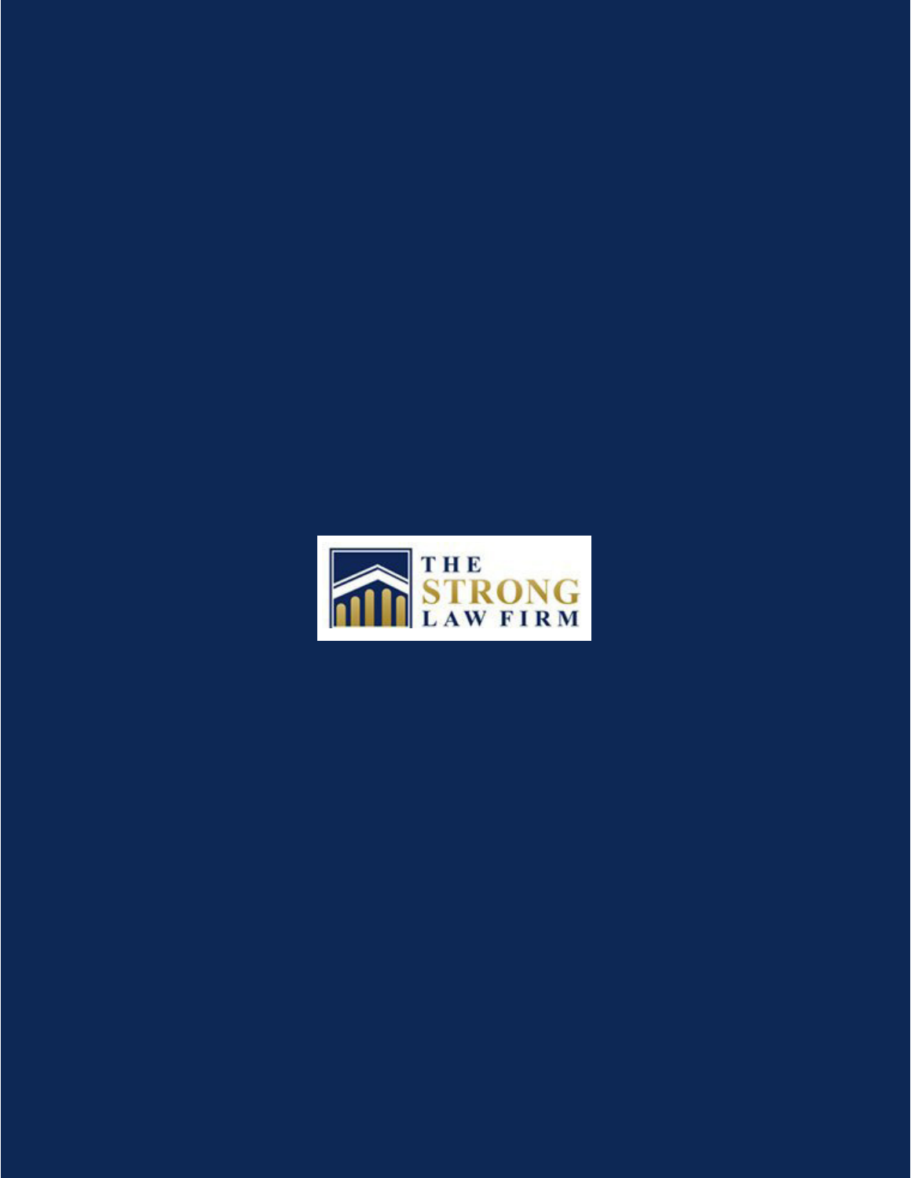THE STRONG LAW FIRM